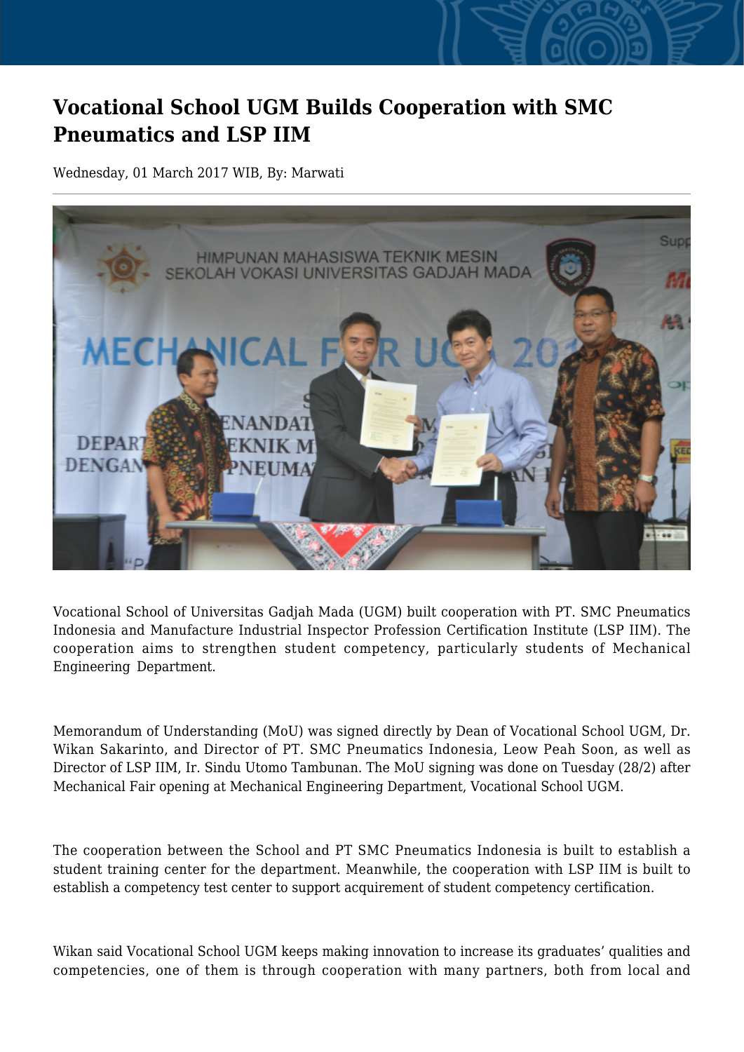# Vocational School UGM Builds Cooperation with SMC Pneumatics and LSP IIM

Wednesday, 01 March 2017 WIB, By: Marwati

Vocational School of Universitas Gadjah Mada (UGM) built cooperation with PT. SMC Pneumatics Indonesia and Manufacture Industrial Inspector Profession Certification Institute (LSP IIM). The cooperation aims to strengthen student competency, particularly students of Mechanical Engineering Department.

Memorandum of Understanding (MoU) was signed directly by Dean of Vocational School UGM, Dr. Wikan Sakarinto, and Director of PT. SMC Pneumatics Indonesia, Leow Peah Soon, as well as Director of LSP IIM, Ir. Sindu Utomo Tambunan. The MoU signing was done on Tuesday (28/2) after Mechanical Fair opening at Mechanical Engineering Department, Vocational School UGM.

The cooperation between the School and PT SMC Pneumatics Indonesia is built to establish a student training center for the department. Meanwhile, the cooperation with LSP IIM is built to establish a competency test center to support acquirement of student competency certification.

Wikan said Vocational School UGM keeps making innovation to increase its graduates' qualities and competencies, one of them is through cooperation with many partners, both from local and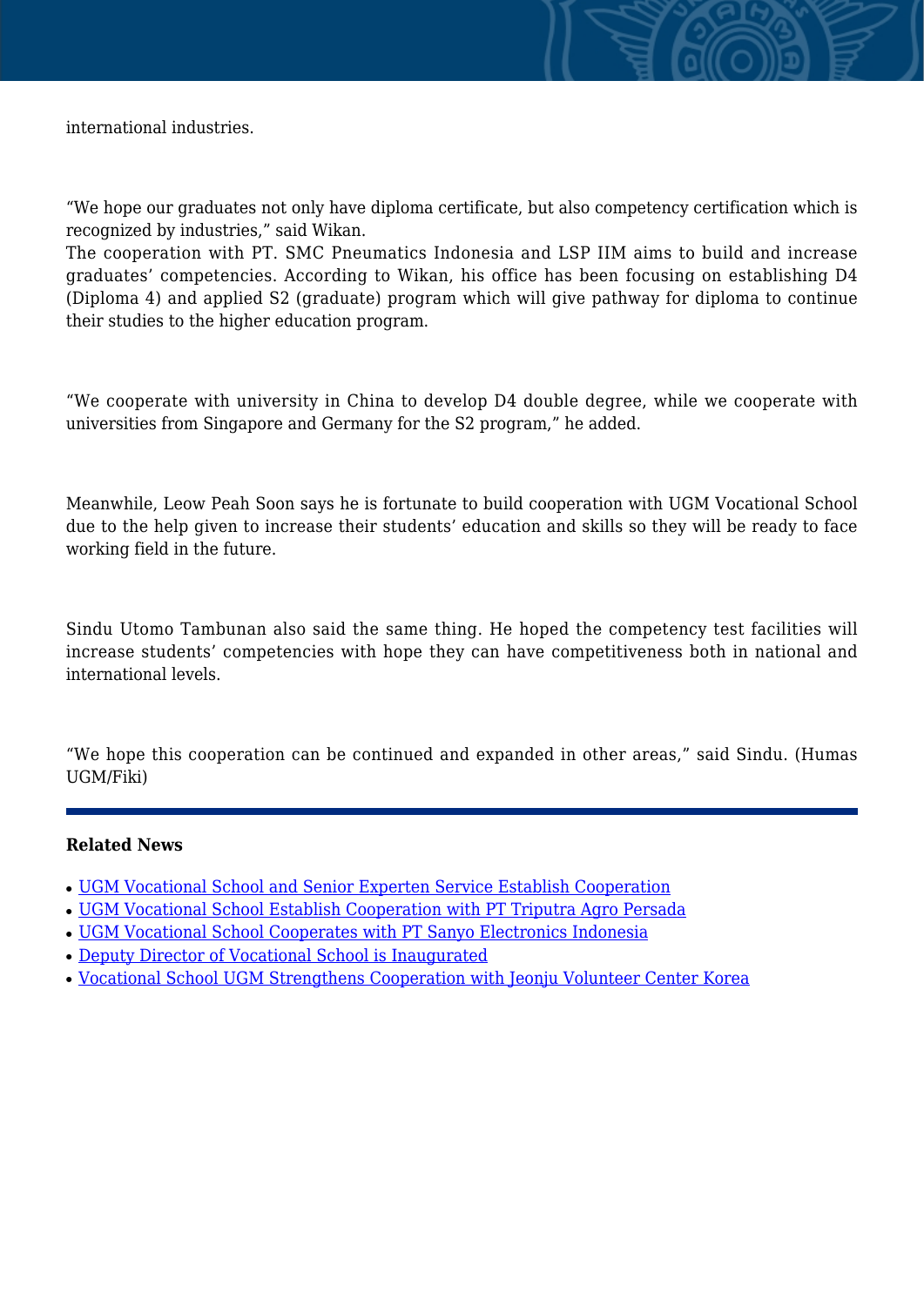international industries.

"We hope our graduates not only have diploma certificate, but also competency certification which is recognized by industries," said Wikan.

The cooperation with PT. SMC Pneumatics Indonesia and LSP IIM aims to build and increase graduates' competencies. According to Wikan, his office has been focusing on establishing D4 (Diploma 4) and applied S2 (graduate) program which will give pathway for diploma to continue their studies to the higher education program.

"We cooperate with university in China to develop D4 double degree, while we cooperate with universities from Singapore and Germany for the S2 program," he added.

Meanwhile, Leow Peah Soon says he is fortunate to build cooperation with UGM Vocational School due to the help given to increase their students' education and skills so they will be ready to face working field in the future.

Sindu Utomo Tambunan also said the same thing. He hoped the competency test facilities will increase students' competencies with hope they can have competitiveness both in national and international levels.

"We hope this cooperation can be continued and expanded in other areas," said Sindu. (Humas UGM/Fiki)

---

**Related News**

- UGM Vocational School and Senior Experten Service Establish Cooperation
- UGM Vocational School Establish Cooperation with PT Triputra Agro Persada
- UGM Vocational School Cooperates with PT Sanyo Electronics Indonesia
- Deputy Director of Vocational School is Inaugurated
- Vocational School UGM Strengthens Cooperation with Jeonju Volunteer Center Korea